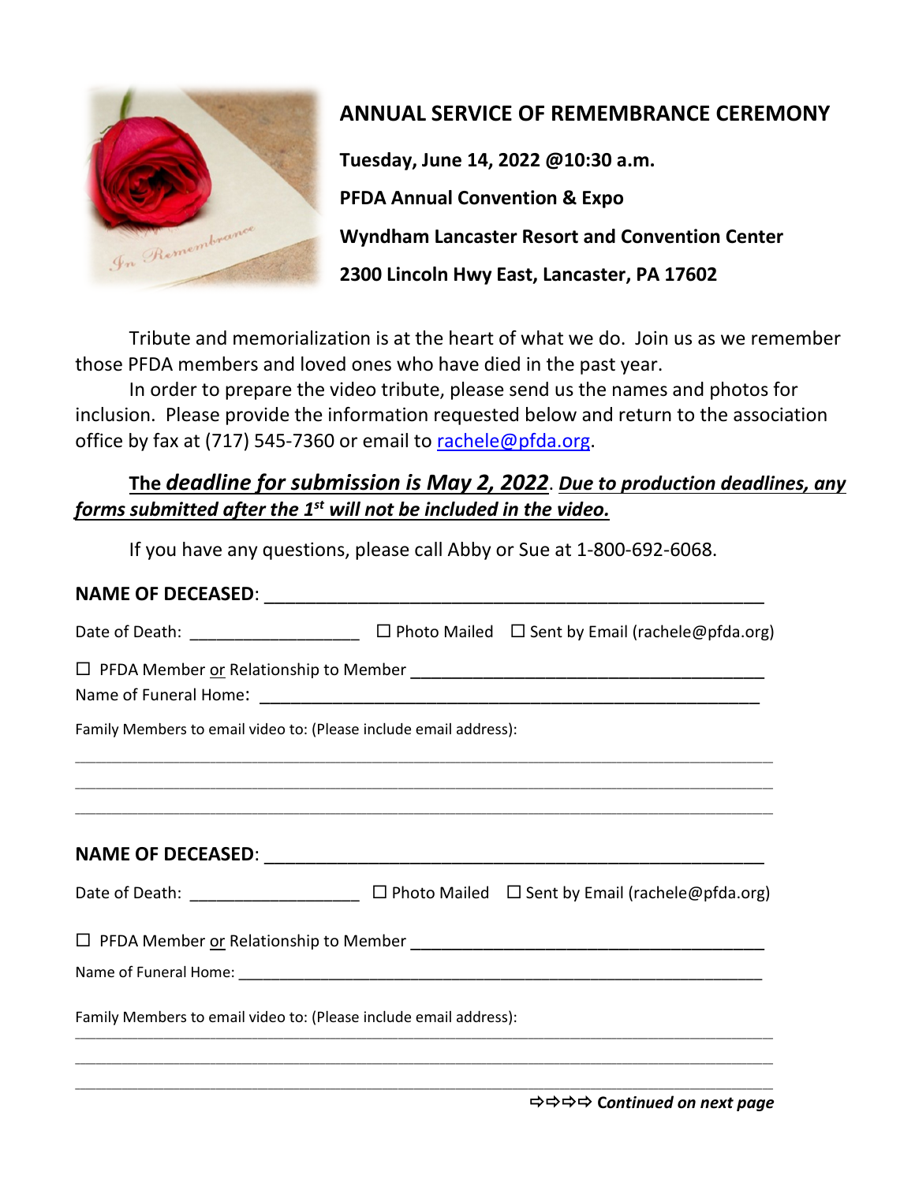# ANNUAL SERVICE OF REMEMBRANCE CEREMONY

**Tuesday, June 14, 2022 @10:30 a.m.**

**PFDA Annual Convention & Expo**

**Wyndham Lancaster Resort and Convention Center**

**2300 Lincoln Hwy East, Lancaster, PA 17602**

Tribute and memorialization is at the heart of what we do. Join us as we remember those PFDA members and loved ones who have died in the past year.

In order to prepare the video tribute, please send us the names and photos for inclusion. Please provide the information requested below and return to the association office by fax at (717) 545-7360 or email to rachele@pfda.org.

**The *deadline for submission is May 2, 2022*. *Due to production deadlines, any forms submitted after the 1st will not be included in the video.***

If you have any questions, please call Abby or Sue at 1-800-692-6068.

**NAME OF DECEASED**: ______________________________________________

Date of Death: __________________ ☐ Photo Mailed ☐ Sent by Email (rachele@pfda.org)

☐ PFDA Member or Relationship to Member ___________________________________

Name of Funeral Home: ________________________________________________

Family Members to email video to: (Please include email address):

______________________________________________________________________

______________________________________________________________________

______________________________________________________________________

**NAME OF DECEASED**: ______________________________________________

Date of Death: __________________ ☐ Photo Mailed ☐ Sent by Email (rachele@pfda.org)

☐ PFDA Member or Relationship to Member ___________________________________

Name of Funeral Home: ________________________________________________

Family Members to email video to: (Please include email address):

______________________________________________________________________

______________________________________________________________________

______________________________________________________________________

⇨⇨⇨⇨ ***Continued on next page***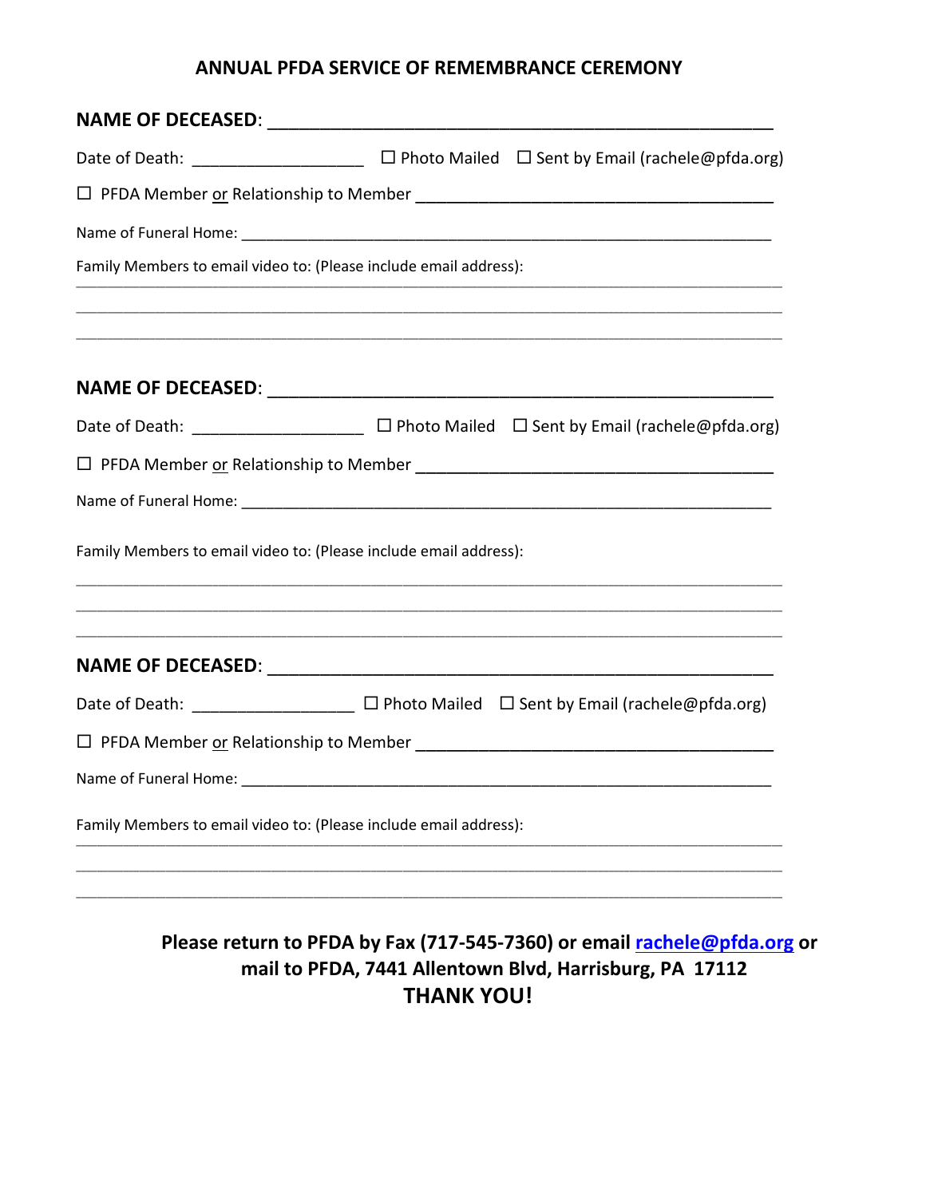## ANNUAL PFDA SERVICE OF REMEMBRANCE CEREMONY

**NAME OF DECEASED**: ________________________________________________

Date of Death: ________________ ☐ Photo Mailed ☐ Sent by Email (rachele@pfda.org)

☐ PFDA Member <u>or</u> Relationship to Member ______________________________

Name of Funeral Home: ______________________________________________

Family Members to email video to: (Please include email address):

_____________________________________________________________________

_____________________________________________________________________

_____________________________________________________________________

**NAME OF DECEASED**: ________________________________________________

Date of Death: ________________ ☐ Photo Mailed ☐ Sent by Email (rachele@pfda.org)

☐ PFDA Member <u>or</u> Relationship to Member ______________________________

Name of Funeral Home: ______________________________________________

Family Members to email video to: (Please include email address):

_____________________________________________________________________

_____________________________________________________________________

_____________________________________________________________________

**NAME OF DECEASED**: ________________________________________________

Date of Death: ________________ ☐ Photo Mailed ☐ Sent by Email (rachele@pfda.org)

☐ PFDA Member <u>or</u> Relationship to Member ______________________________

Name of Funeral Home: ______________________________________________

Family Members to email video to: (Please include email address):

_____________________________________________________________________

_____________________________________________________________________

_____________________________________________________________________

**Please return to PFDA by Fax (717-545-7360) or email rachele@pfda.org or mail to PFDA, 7441 Allentown Blvd, Harrisburg, PA 17112**

**THANK YOU!**